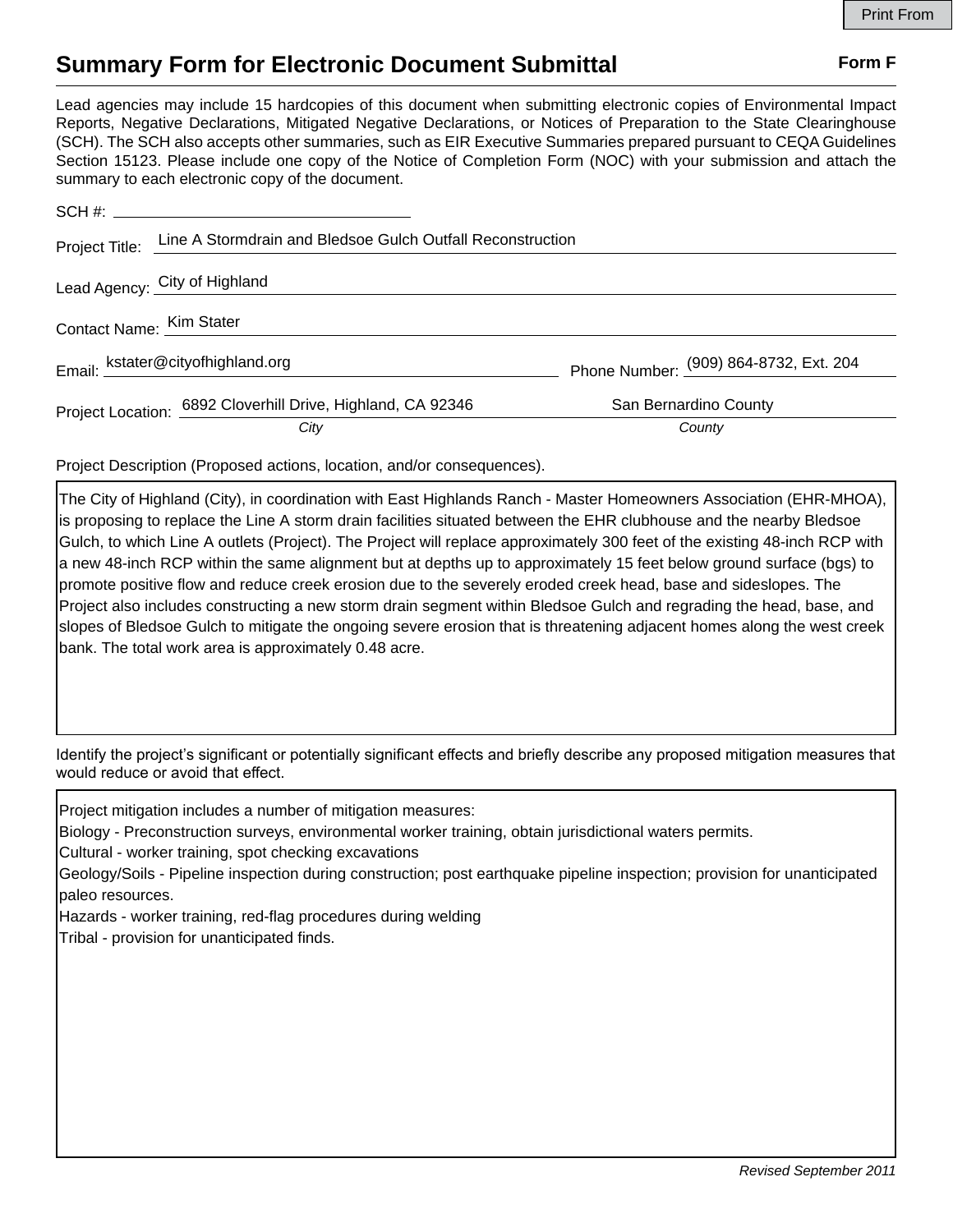# Summary Form for Electronic Document Submittal

**Form F**

Lead agencies may include 15 hardcopies of this document when submitting electronic copies of Environmental Impact Reports, Negative Declarations, Mitigated Negative Declarations, or Notices of Preparation to the State Clearinghouse (SCH). The SCH also accepts other summaries, such as EIR Executive Summaries prepared pursuant to CEQA Guidelines Section 15123. Please include one copy of the Notice of Completion Form (NOC) with your submission and attach the summary to each electronic copy of the document.

SCH #: 

Project Title: Line A Stormdrain and Bledsoe Gulch Outfall Reconstruction

Lead Agency: City of Highland

Contact Name: Kim Stater

Email: kstater@cityofhighland.org Phone Number: (909) 864-8732, Ext. 204

Project Location: 6892 Cloverhill Drive, Highland, CA 92346 (*City*) San Bernardino County (*County*)

Project Description (Proposed actions, location, and/or consequences).

The City of Highland (City), in coordination with East Highlands Ranch - Master Homeowners Association (EHR-MHOA), is proposing to replace the Line A storm drain facilities situated between the EHR clubhouse and the nearby Bledsoe Gulch, to which Line A outlets (Project). The Project will replace approximately 300 feet of the existing 48-inch RCP with a new 48-inch RCP within the same alignment but at depths up to approximately 15 feet below ground surface (bgs) to promote positive flow and reduce creek erosion due to the severely eroded creek head, base and sideslopes. The Project also includes constructing a new storm drain segment within Bledsoe Gulch and regrading the head, base, and slopes of Bledsoe Gulch to mitigate the ongoing severe erosion that is threatening adjacent homes along the west creek bank. The total work area is approximately 0.48 acre.

Identify the project's significant or potentially significant effects and briefly describe any proposed mitigation measures that would reduce or avoid that effect.

Project mitigation includes a number of mitigation measures:
Biology - Preconstruction surveys, environmental worker training, obtain jurisdictional waters permits.
Cultural - worker training, spot checking excavations
Geology/Soils - Pipeline inspection during construction; post earthquake pipeline inspection; provision for unanticipated paleo resources.
Hazards - worker training, red-flag procedures during welding
Tribal - provision for unanticipated finds.

*Revised September 2011*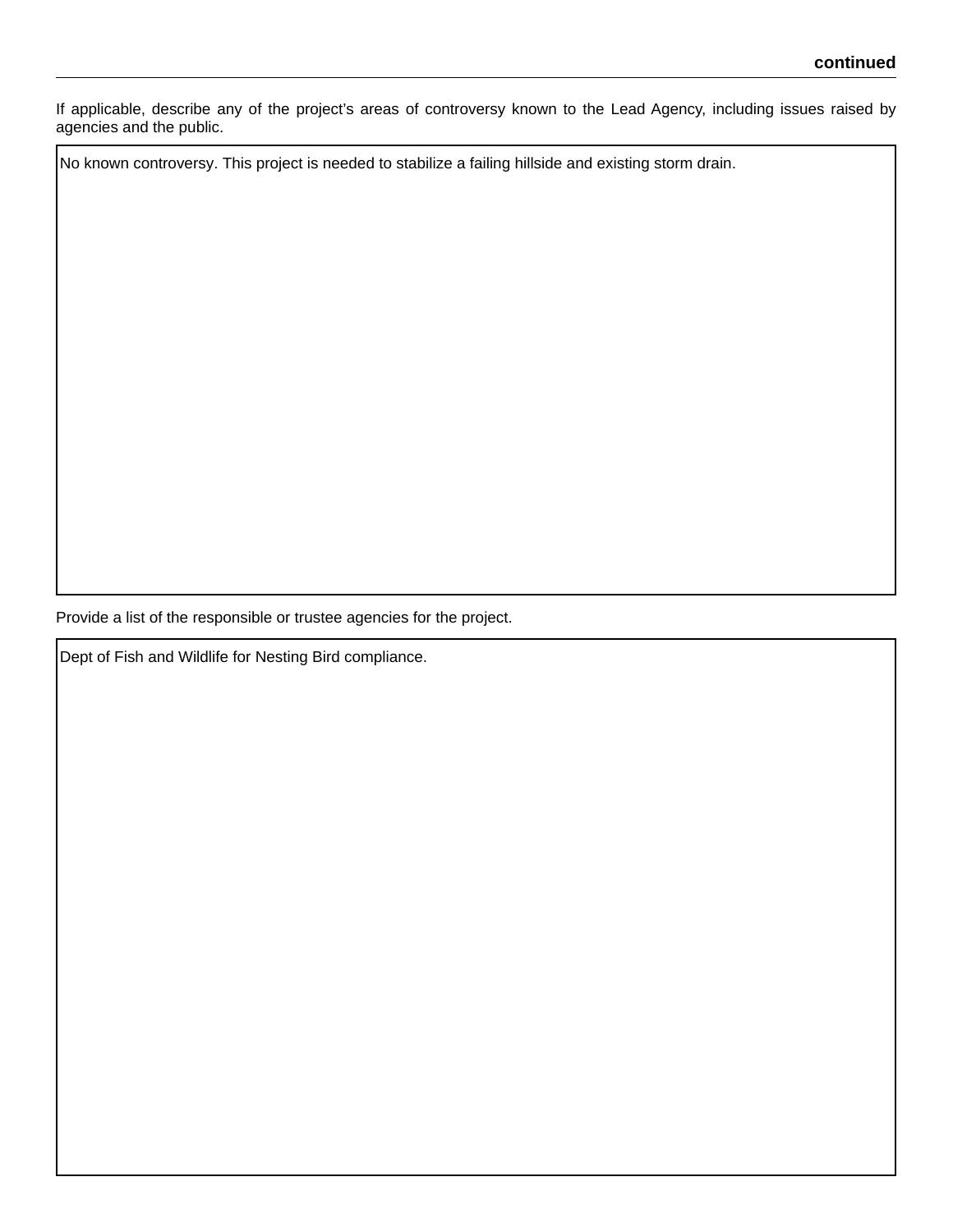**continued**

If applicable, describe any of the project's areas of controversy known to the Lead Agency, including issues raised by agencies and the public.

No known controversy. This project is needed to stabilize a failing hillside and existing storm drain.

Provide a list of the responsible or trustee agencies for the project.

Dept of Fish and Wildlife for Nesting Bird compliance.